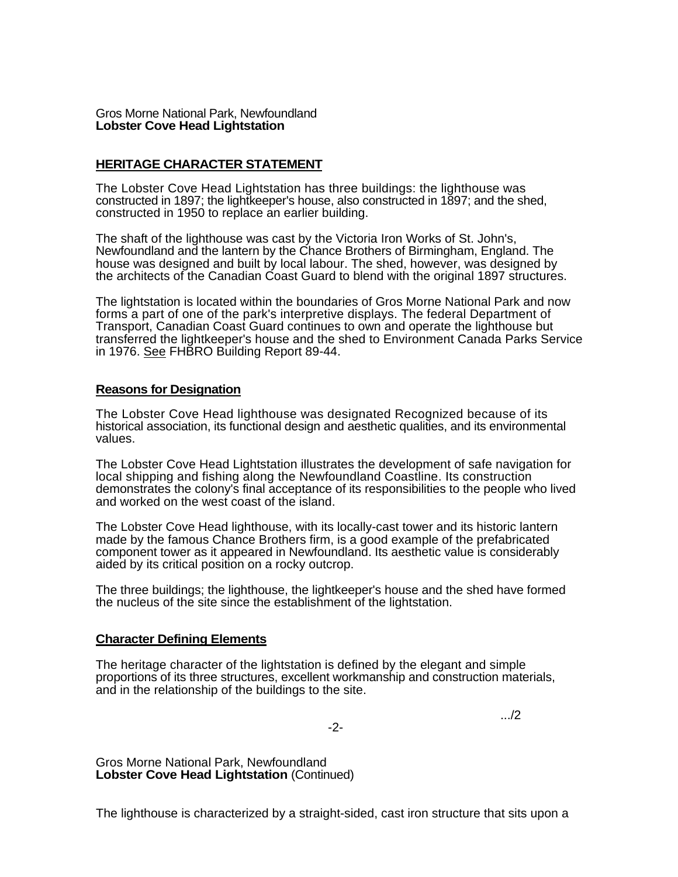Gros Morne National Park, Newfoundland
**Lobster Cove Head Lightstation**

## HERITAGE CHARACTER STATEMENT

The Lobster Cove Head Lightstation has three buildings: the lighthouse was constructed in 1897; the lightkeeper's house, also constructed in 1897; and the shed, constructed in 1950 to replace an earlier building.

The shaft of the lighthouse was cast by the Victoria Iron Works of St. John's, Newfoundland and the lantern by the Chance Brothers of Birmingham, England. The house was designed and built by local labour. The shed, however, was designed by the architects of the Canadian Coast Guard to blend with the original 1897 structures.

The lightstation is located within the boundaries of Gros Morne National Park and now forms a part of one of the park's interpretive displays. The federal Department of Transport, Canadian Coast Guard continues to own and operate the lighthouse but transferred the lightkeeper's house and the shed to Environment Canada Parks Service in 1976. See FHBRO Building Report 89-44.

### Reasons for Designation

The Lobster Cove Head lighthouse was designated Recognized because of its historical association, its functional design and aesthetic qualities, and its environmental values.

The Lobster Cove Head Lightstation illustrates the development of safe navigation for local shipping and fishing along the Newfoundland Coastline. Its construction demonstrates the colony's final acceptance of its responsibilities to the people who lived and worked on the west coast of the island.

The Lobster Cove Head lighthouse, with its locally-cast tower and its historic lantern made by the famous Chance Brothers firm, is a good example of the prefabricated component tower as it appeared in Newfoundland. Its aesthetic value is considerably aided by its critical position on a rocky outcrop.

The three buildings; the lighthouse, the lightkeeper's house and the shed have formed the nucleus of the site since the establishment of the lightstation.

### Character Defining Elements

The heritage character of the lightstation is defined by the elegant and simple proportions of its three structures, excellent workmanship and construction materials, and in the relationship of the buildings to the site.

.../2

Gros Morne National Park, Newfoundland
**Lobster Cove Head Lightstation** (Continued)

The lighthouse is characterized by a straight-sided, cast iron structure that sits upon a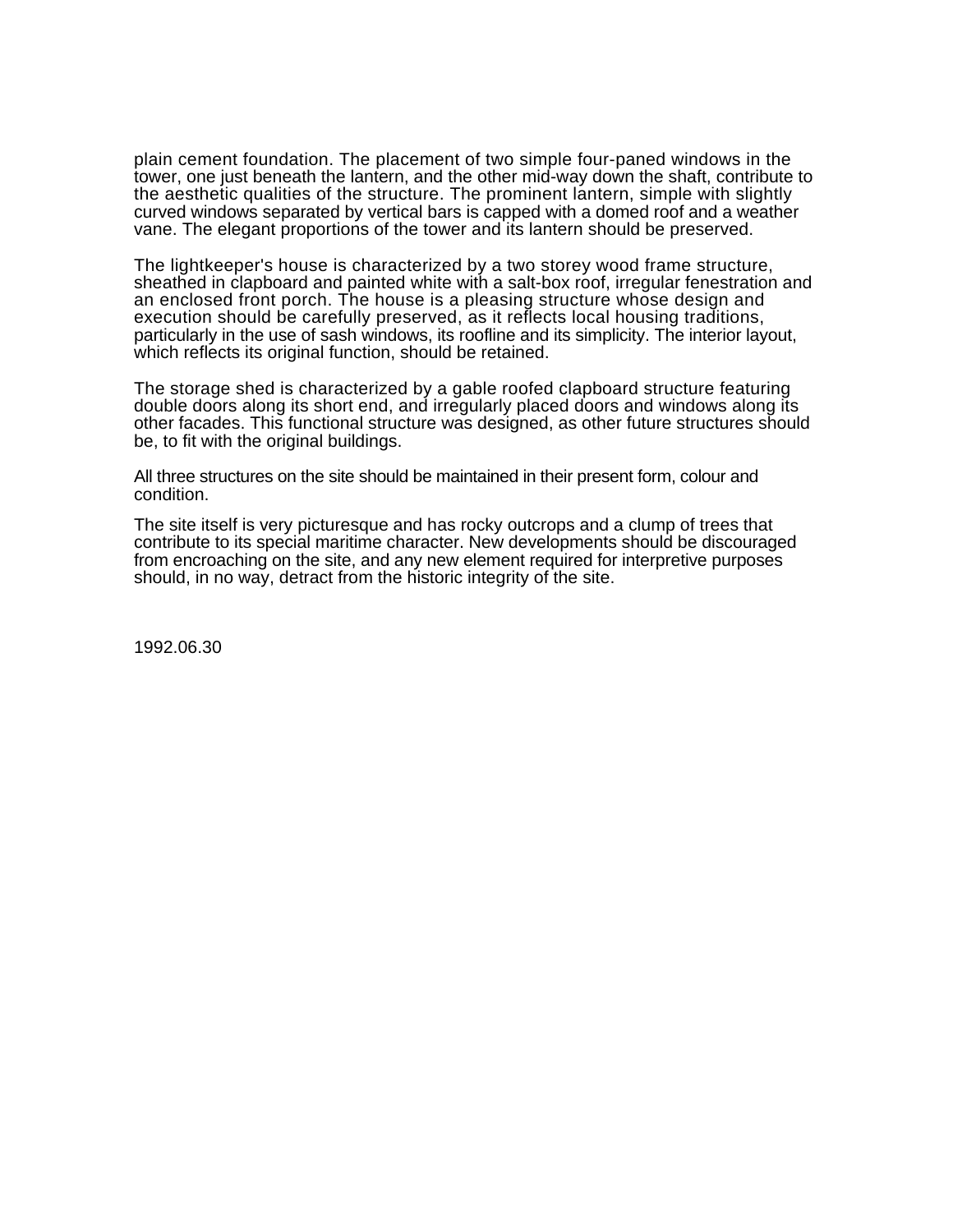plain cement foundation. The placement of two simple four-paned windows in the tower, one just beneath the lantern, and the other mid-way down the shaft, contribute to the aesthetic qualities of the structure. The prominent lantern, simple with slightly curved windows separated by vertical bars is capped with a domed roof and a weather vane. The elegant proportions of the tower and its lantern should be preserved.

The lightkeeper's house is characterized by a two storey wood frame structure, sheathed in clapboard and painted white with a salt-box roof, irregular fenestration and an enclosed front porch. The house is a pleasing structure whose design and execution should be carefully preserved, as it reflects local housing traditions, particularly in the use of sash windows, its roofline and its simplicity. The interior layout, which reflects its original function, should be retained.

The storage shed is characterized by a gable roofed clapboard structure featuring double doors along its short end, and irregularly placed doors and windows along its other facades. This functional structure was designed, as other future structures should be, to fit with the original buildings.

All three structures on the site should be maintained in their present form, colour and condition.

The site itself is very picturesque and has rocky outcrops and a clump of trees that contribute to its special maritime character. New developments should be discouraged from encroaching on the site, and any new element required for interpretive purposes should, in no way, detract from the historic integrity of the site.

1992.06.30